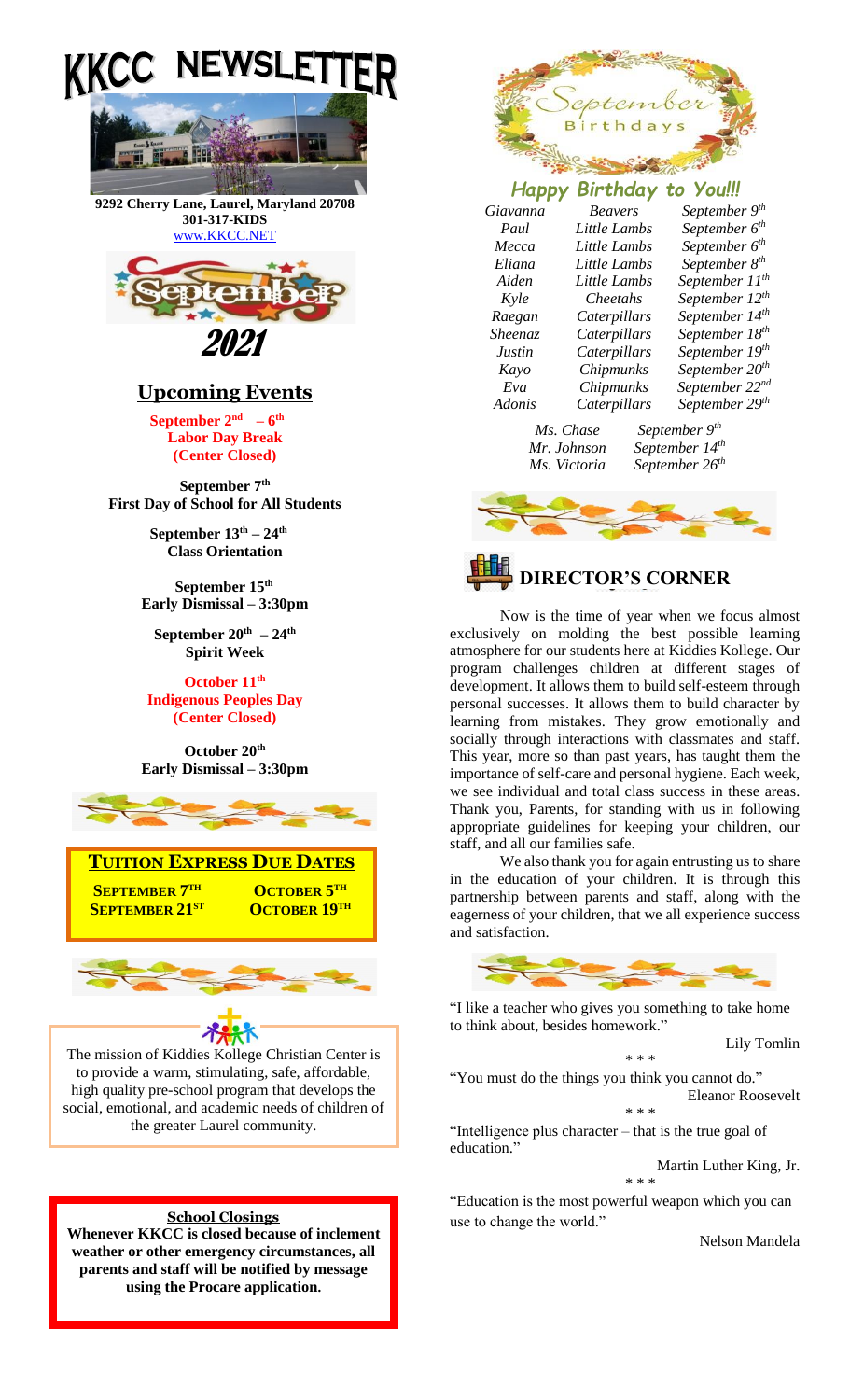# KKCC NEWSLETTER

**9292 Cherry Lane, Laurel, Maryland 20708**
**301-317-KIDS**
www.KKCC.NET

# September 2021

## Upcoming Events

**September 2nd – 6th**
**Labor Day Break**
**(Center Closed)**

**September 7th**
**First Day of School for All Students**

**September 13th – 24th**
**Class Orientation**

**September 15th**
**Early Dismissal – 3:30pm**

**September 20th – 24th**
**Spirit Week**

**October 11th**
**Indigenous Peoples Day**
**(Center Closed)**

**October 20th**
**Early Dismissal – 3:30pm**

## TUITION EXPRESS DUE DATES

| | |
|---|---|
| **SEPTEMBER 7TH** | **OCTOBER 5TH** |
| **SEPTEMBER 21ST** | **OCTOBER 19TH** |

The mission of Kiddies Kollege Christian Center is to provide a warm, stimulating, safe, affordable, high quality pre-school program that develops the social, emotional, and academic needs of children of the greater Laurel community.

**School Closings**

**Whenever KKCC is closed because of inclement weather or other emergency circumstances, all parents and staff will be notified by message using the Procare application.**

## September Birthdays

### Happy Birthday to You!!!

| | | |
|---|---|---|
| *Giavanna* | *Beavers* | *September 9th* |
| *Paul* | *Little Lambs* | *September 6th* |
| *Mecca* | *Little Lambs* | *September 6th* |
| *Eliana* | *Little Lambs* | *September 8th* |
| *Aiden* | *Little Lambs* | *September 11th* |
| *Kyle* | *Cheetahs* | *September 12th* |
| *Raegan* | *Caterpillars* | *September 14th* |
| *Sheenaz* | *Caterpillars* | *September 18th* |
| *Justin* | *Caterpillars* | *September 19th* |
| *Kayo* | *Chipmunks* | *September 20th* |
| *Eva* | *Chipmunks* | *September 22nd* |
| *Adonis* | *Caterpillars* | *September 29th* |

| | |
|---|---|
| *Ms. Chase* | *September 9th* |
| *Mr. Johnson* | *September 14th* |
| *Ms. Victoria* | *September 26th* |

## DIRECTOR'S CORNER

Now is the time of year when we focus almost exclusively on molding the best possible learning atmosphere for our students here at Kiddies Kollege. Our program challenges children at different stages of development. It allows them to build self-esteem through personal successes. It allows them to build character by learning from mistakes. They grow emotionally and socially through interactions with classmates and staff. This year, more so than past years, has taught them the importance of self-care and personal hygiene. Each week, we see individual and total class success in these areas. Thank you, Parents, for standing with us in following appropriate guidelines for keeping your children, our staff, and all our families safe.

We also thank you for again entrusting us to share in the education of your children. It is through this partnership between parents and staff, along with the eagerness of your children, that we all experience success and satisfaction.

"I like a teacher who gives you something to take home to think about, besides homework."

Lily Tomlin

\* \* \*

"You must do the things you think you cannot do."

Eleanor Roosevelt

\* \* \*

"Intelligence plus character – that is the true goal of education."

Martin Luther King, Jr.

\* \* \*

"Education is the most powerful weapon which you can use to change the world."

Nelson Mandela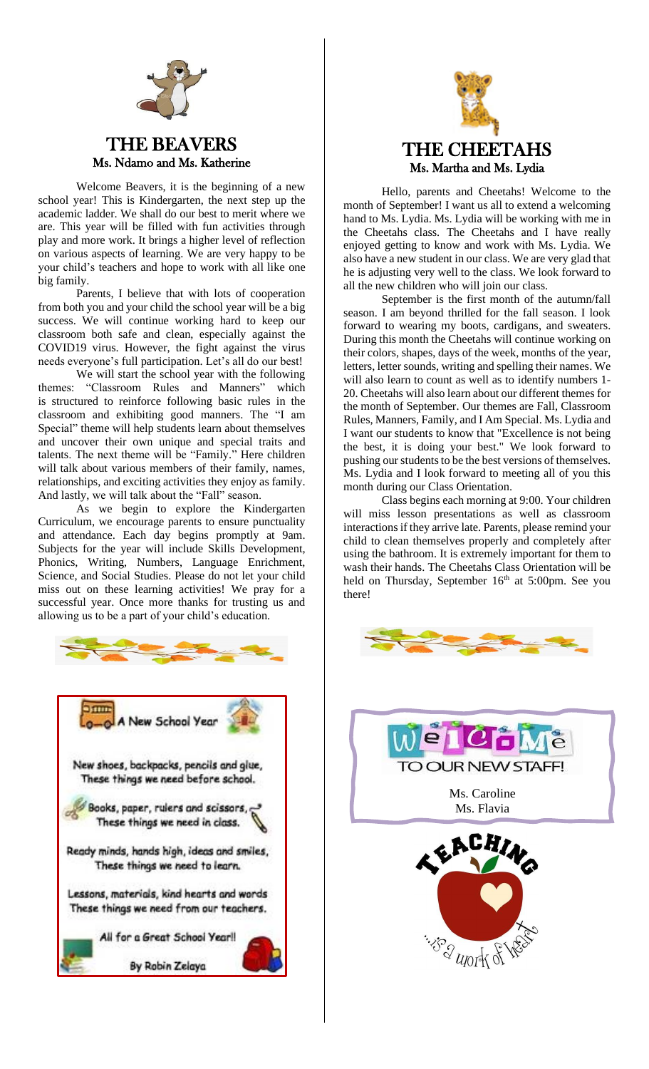## THE BEAVERS

**Ms. Ndamo and Ms. Katherine**

Welcome Beavers, it is the beginning of a new school year! This is Kindergarten, the next step up the academic ladder. We shall do our best to merit where we are. This year will be filled with fun activities through play and more work. It brings a higher level of reflection on various aspects of learning. We are very happy to be your child's teachers and hope to work with all like one big family.

Parents, I believe that with lots of cooperation from both you and your child the school year will be a big success. We will continue working hard to keep our classroom both safe and clean, especially against the COVID19 virus. However, the fight against the virus needs everyone's full participation. Let's all do our best!

We will start the school year with the following themes: "Classroom Rules and Manners" which is structured to reinforce following basic rules in the classroom and exhibiting good manners. The "I am Special" theme will help students learn about themselves and uncover their own unique and special traits and talents. The next theme will be "Family." Here children will talk about various members of their family, names, relationships, and exciting activities they enjoy as family. And lastly, we will talk about the "Fall" season.

As we begin to explore the Kindergarten Curriculum, we encourage parents to ensure punctuality and attendance. Each day begins promptly at 9am. Subjects for the year will include Skills Development, Phonics, Writing, Numbers, Language Enrichment, Science, and Social Studies. Please do not let your child miss out on these learning activities! We pray for a successful year. Once more thanks for trusting us and allowing us to be a part of your child's education.

### A New School Year

New shoes, backpacks, pencils and glue,
These things we need before school.

Books, paper, rulers and scissors,
These things we need in class.

Ready minds, hands high, ideas and smiles,
These things we need to learn.

Lessons, materials, kind hearts and words
These things we need from our teachers.

All for a Great School Year!!

By Robin Zelaya

## THE CHEETAHS

**Ms. Martha and Ms. Lydia**

Hello, parents and Cheetahs! Welcome to the month of September! I want us all to extend a welcoming hand to Ms. Lydia. Ms. Lydia will be working with me in the Cheetahs class. The Cheetahs and I have really enjoyed getting to know and work with Ms. Lydia. We also have a new student in our class. We are very glad that he is adjusting very well to the class. We look forward to all the new children who will join our class.

September is the first month of the autumn/fall season. I am beyond thrilled for the fall season. I look forward to wearing my boots, cardigans, and sweaters. During this month the Cheetahs will continue working on their colors, shapes, days of the week, months of the year, letters, letter sounds, writing and spelling their names. We will also learn to count as well as to identify numbers 1-20. Cheetahs will also learn about our different themes for the month of September. Our themes are Fall, Classroom Rules, Manners, Family, and I Am Special. Ms. Lydia and I want our students to know that "Excellence is not being the best, it is doing your best." We look forward to pushing our students to be the best versions of themselves. Ms. Lydia and I look forward to meeting all of you this month during our Class Orientation.

Class begins each morning at 9:00. Your children will miss lesson presentations as well as classroom interactions if they arrive late. Parents, please remind your child to clean themselves properly and completely after using the bathroom. It is extremely important for them to wash their hands. The Cheetahs Class Orientation will be held on Thursday, September 16th at 5:00pm. See you there!

### Welcome TO OUR NEW STAFF!

Ms. Caroline
Ms. Flavia

TEACHING ...is a work of heart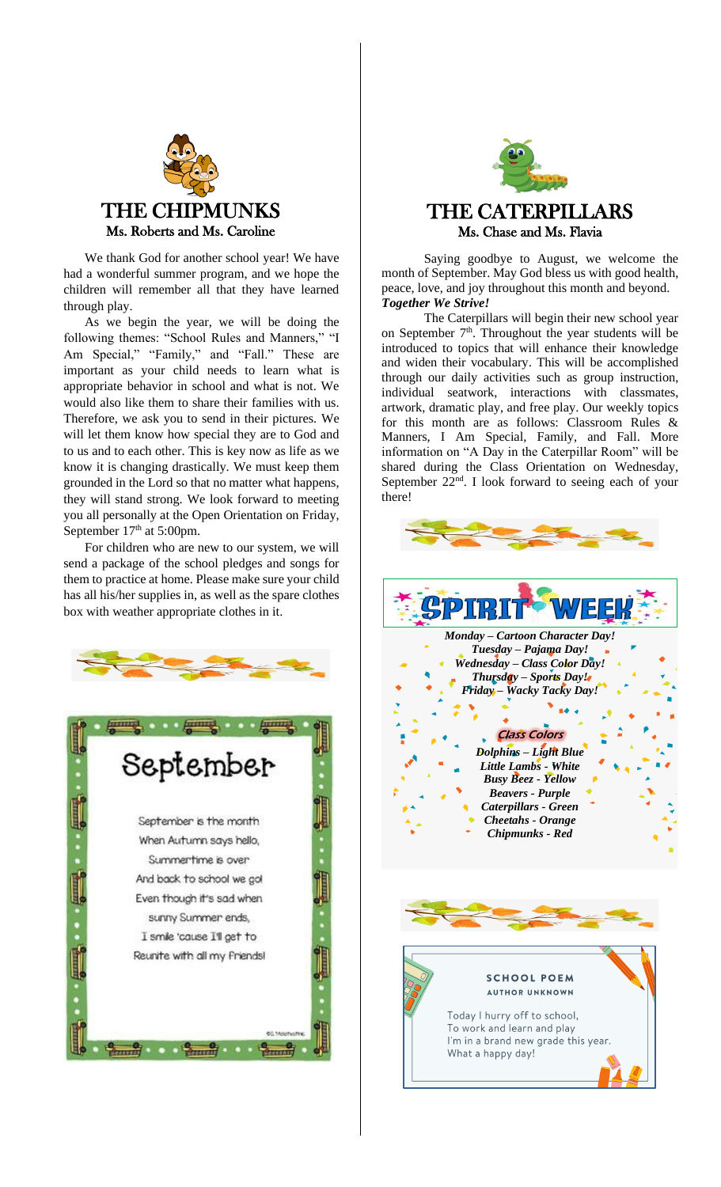# THE CHIPMUNKS

**Ms. Roberts and Ms. Caroline**

We thank God for another school year! We have had a wonderful summer program, and we hope the children will remember all that they have learned through play.

As we begin the year, we will be doing the following themes: "School Rules and Manners," "I Am Special," "Family," and "Fall." These are important as your child needs to learn what is appropriate behavior in school and what is not. We would also like them to share their families with us. Therefore, we ask you to send in their pictures. We will let them know how special they are to God and to us and to each other. This is key now as life as we know it is changing drastically. We must keep them grounded in the Lord so that no matter what happens, they will stand strong. We look forward to meeting you all personally at the Open Orientation on Friday, September 17th at 5:00pm.

For children who are new to our system, we will send a package of the school pledges and songs for them to practice at home. Please make sure your child has all his/her supplies in, as well as the spare clothes box with weather appropriate clothes in it.

## September

September is the month  
When Autumn says hello,  
Summertime is over  
And back to school we go!  
Even though it's sad when  
sunny Summer ends,  
I smile 'cause I'll get to  
Reunite with all my friends!

# THE CATERPILLARS

**Ms. Chase and Ms. Flavia**

Saying goodbye to August, we welcome the month of September. May God bless us with good health, peace, love, and joy throughout this month and beyond. ***Together We Strive!***

The Caterpillars will begin their new school year on September 7th. Throughout the year students will be introduced to topics that will enhance their knowledge and widen their vocabulary. This will be accomplished through our daily activities such as group instruction, individual seatwork, interactions with classmates, artwork, dramatic play, and free play. Our weekly topics for this month are as follows: Classroom Rules & Manners, I Am Special, Family, and Fall. More information on "A Day in the Caterpillar Room" will be shared during the Class Orientation on Wednesday, September 22nd. I look forward to seeing each of your there!

## SPIRIT WEEK

***Monday – Cartoon Character Day!***  
***Tuesday – Pajama Day!***  
***Wednesday – Class Color Day!***  
***Thursday – Sports Day!***  
***Friday – Wacky Tacky Day!***

### Class Colors

***Dolphins – Light Blue***  
***Little Lambs - White***  
***Busy Beez - Yellow***  
***Beavers - Purple***  
***Caterpillars - Green***  
***Cheetahs - Orange***  
***Chipmunks - Red***

## SCHOOL POEM

AUTHOR UNKNOWN

Today I hurry off to school,  
To work and learn and play  
I'm in a brand new grade this year.  
What a happy day!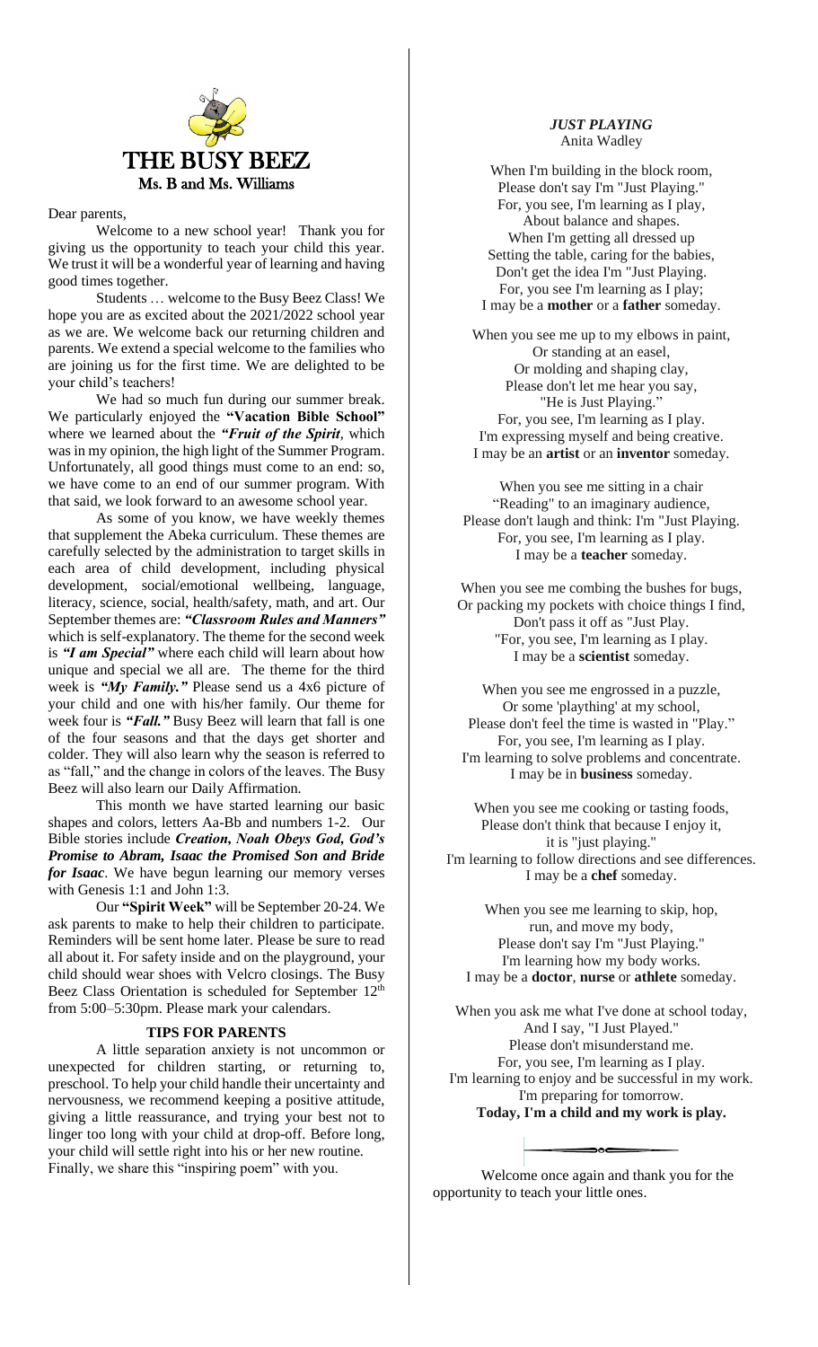# THE BUSY BEEZ

### Ms. B and Ms. Williams

Dear parents,

Welcome to a new school year! Thank you for giving us the opportunity to teach your child this year. We trust it will be a wonderful year of learning and having good times together.

Students … welcome to the Busy Beez Class! We hope you are as excited about the 2021/2022 school year as we are. We welcome back our returning children and parents. We extend a special welcome to the families who are joining us for the first time. We are delighted to be your child's teachers!

We had so much fun during our summer break. We particularly enjoyed the **"Vacation Bible School"** where we learned about the ***"Fruit of the Spirit,*** which was in my opinion, the high light of the Summer Program. Unfortunately, all good things must come to an end: so, we have come to an end of our summer program. With that said, we look forward to an awesome school year.

As some of you know, we have weekly themes that supplement the Abeka curriculum. These themes are carefully selected by the administration to target skills in each area of child development, including physical development, social/emotional wellbeing, language, literacy, science, social, health/safety, math, and art. Our September themes are: ***"Classroom Rules and Manners"*** which is self-explanatory. The theme for the second week is ***"I am Special"*** where each child will learn about how unique and special we all are. The theme for the third week is ***"My Family."*** Please send us a 4x6 picture of your child and one with his/her family. Our theme for week four is ***"Fall."*** Busy Beez will learn that fall is one of the four seasons and that the days get shorter and colder. They will also learn why the season is referred to as "fall," and the change in colors of the leaves. The Busy Beez will also learn our Daily Affirmation.

This month we have started learning our basic shapes and colors, letters Aa-Bb and numbers 1-2. Our Bible stories include ***Creation, Noah Obeys God, God's Promise to Abram, Isaac the Promised Son and Bride for Isaac***. We have begun learning our memory verses with Genesis 1:1 and John 1:3.

Our **"Spirit Week"** will be September 20-24. We ask parents to make to help their children to participate. Reminders will be sent home later. Please be sure to read all about it. For safety inside and on the playground, your child should wear shoes with Velcro closings. The Busy Beez Class Orientation is scheduled for September 12th from 5:00–5:30pm. Please mark your calendars.

## TIPS FOR PARENTS

A little separation anxiety is not uncommon or unexpected for children starting, or returning to, preschool. To help your child handle their uncertainty and nervousness, we recommend keeping a positive attitude, giving a little reassurance, and trying your best not to linger too long with your child at drop-off. Before long, your child will settle right into his or her new routine. Finally, we share this "inspiring poem" with you.

### *JUST PLAYING*

Anita Wadley

When I'm building in the block room,
Please don't say I'm "Just Playing."
For, you see, I'm learning as I play,
About balance and shapes.
When I'm getting all dressed up
Setting the table, caring for the babies,
Don't get the idea I'm "Just Playing.
For, you see I'm learning as I play;
I may be a **mother** or a **father** someday.

When you see me up to my elbows in paint,
Or standing at an easel,
Or molding and shaping clay,
Please don't let me hear you say,
"He is Just Playing."
For, you see, I'm learning as I play.
I'm expressing myself and being creative.
I may be an **artist** or an **inventor** someday.

When you see me sitting in a chair
"Reading" to an imaginary audience,
Please don't laugh and think: I'm "Just Playing.
For, you see, I'm learning as I play.
I may be a **teacher** someday.

When you see me combing the bushes for bugs,
Or packing my pockets with choice things I find,
Don't pass it off as "Just Play.
"For, you see, I'm learning as I play.
I may be a **scientist** someday.

When you see me engrossed in a puzzle,
Or some 'plaything' at my school,
Please don't feel the time is wasted in "Play."
For, you see, I'm learning as I play.
I'm learning to solve problems and concentrate.
I may be in **business** someday.

When you see me cooking or tasting foods,
Please don't think that because I enjoy it,
it is "just playing."
I'm learning to follow directions and see differences.
I may be a **chef** someday.

When you see me learning to skip, hop,
run, and move my body,
Please don't say I'm "Just Playing."
I'm learning how my body works.
I may be a **doctor**, **nurse** or **athlete** someday.

When you ask me what I've done at school today,
And I say, "I Just Played."
Please don't misunderstand me.
For, you see, I'm learning as I play.
I'm learning to enjoy and be successful in my work.
I'm preparing for tomorrow.
**Today, I'm a child and my work is play.**

Welcome once again and thank you for the opportunity to teach your little ones.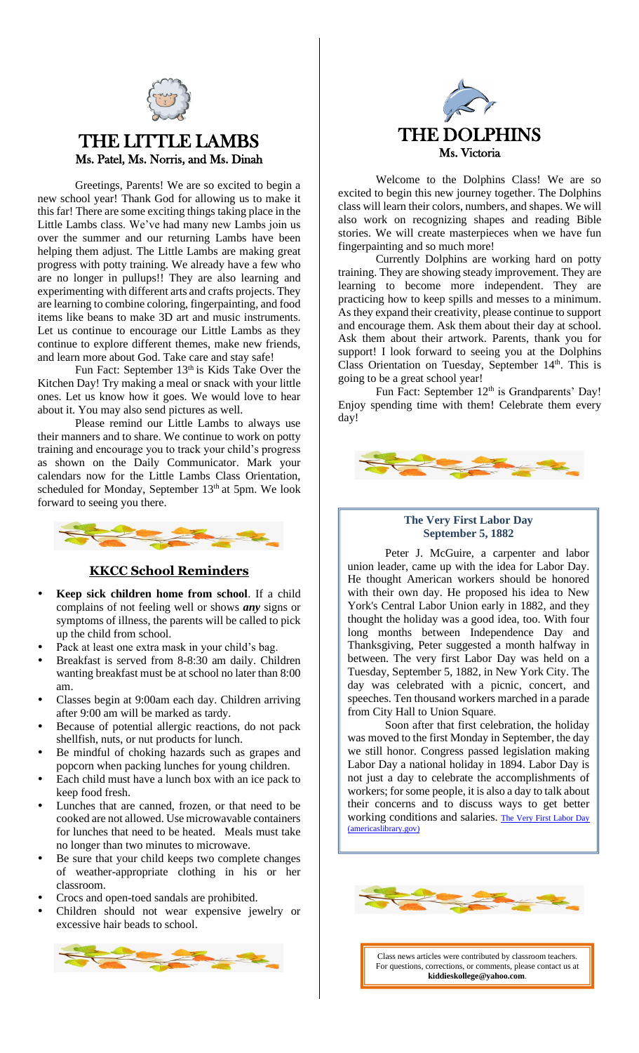# THE LITTLE LAMBS

**Ms. Patel, Ms. Norris, and Ms. Dinah**

Greetings, Parents! We are so excited to begin a new school year! Thank God for allowing us to make it this far! There are some exciting things taking place in the Little Lambs class. We've had many new Lambs join us over the summer and our returning Lambs have been helping them adjust. The Little Lambs are making great progress with potty training. We already have a few who are no longer in pullups!! They are also learning and experimenting with different arts and crafts projects. They are learning to combine coloring, fingerpainting, and food items like beans to make 3D art and music instruments. Let us continue to encourage our Little Lambs as they continue to explore different themes, make new friends, and learn more about God. Take care and stay safe!

Fun Fact: September 13th is Kids Take Over the Kitchen Day! Try making a meal or snack with your little ones. Let us know how it goes. We would love to hear about it. You may also send pictures as well.

Please remind our Little Lambs to always use their manners and to share. We continue to work on potty training and encourage you to track your child's progress as shown on the Daily Communicator. Mark your calendars now for the Little Lambs Class Orientation, scheduled for Monday, September 13th at 5pm. We look forward to seeing you there.

## KKCC School Reminders

- **Keep sick children home from school**. If a child complains of not feeling well or shows ***any*** signs or symptoms of illness, the parents will be called to pick up the child from school.
- Pack at least one extra mask in your child's bag.
- Breakfast is served from 8-8:30 am daily. Children wanting breakfast must be at school no later than 8:00 am.
- Classes begin at 9:00am each day. Children arriving after 9:00 am will be marked as tardy.
- Because of potential allergic reactions, do not pack shellfish, nuts, or nut products for lunch.
- Be mindful of choking hazards such as grapes and popcorn when packing lunches for young children.
- Each child must have a lunch box with an ice pack to keep food fresh.
- Lunches that are canned, frozen, or that need to be cooked are not allowed. Use microwavable containers for lunches that need to be heated. Meals must take no longer than two minutes to microwave.
- Be sure that your child keeps two complete changes of weather-appropriate clothing in his or her classroom.
- Crocs and open-toed sandals are prohibited.
- Children should not wear expensive jewelry or excessive hair beads to school.

# THE DOLPHINS

**Ms. Victoria**

Welcome to the Dolphins Class! We are so excited to begin this new journey together. The Dolphins class will learn their colors, numbers, and shapes. We will also work on recognizing shapes and reading Bible stories. We will create masterpieces when we have fun fingerpainting and so much more!

Currently Dolphins are working hard on potty training. They are showing steady improvement. They are learning to become more independent. They are practicing how to keep spills and messes to a minimum. As they expand their creativity, please continue to support and encourage them. Ask them about their day at school. Ask them about their artwork. Parents, thank you for support! I look forward to seeing you at the Dolphins Class Orientation on Tuesday, September 14th. This is going to be a great school year!

Fun Fact: September 12th is Grandparents' Day! Enjoy spending time with them! Celebrate them every day!

### The Very First Labor Day
### September 5, 1882

Peter J. McGuire, a carpenter and labor union leader, came up with the idea for Labor Day. He thought American workers should be honored with their own day. He proposed his idea to New York's Central Labor Union early in 1882, and they thought the holiday was a good idea, too. With four long months between Independence Day and Thanksgiving, Peter suggested a month halfway in between. The very first Labor Day was held on a Tuesday, September 5, 1882, in New York City. The day was celebrated with a picnic, concert, and speeches. Ten thousand workers marched in a parade from City Hall to Union Square.

Soon after that first celebration, the holiday was moved to the first Monday in September, the day we still honor. Congress passed legislation making Labor Day a national holiday in 1894. Labor Day is not just a day to celebrate the accomplishments of workers; for some people, it is also a day to talk about their concerns and to discuss ways to get better working conditions and salaries. The Very First Labor Day (americaslibrary.gov)

Class news articles were contributed by classroom teachers. For questions, corrections, or comments, please contact us at **kiddieskollege@yahoo.com**.